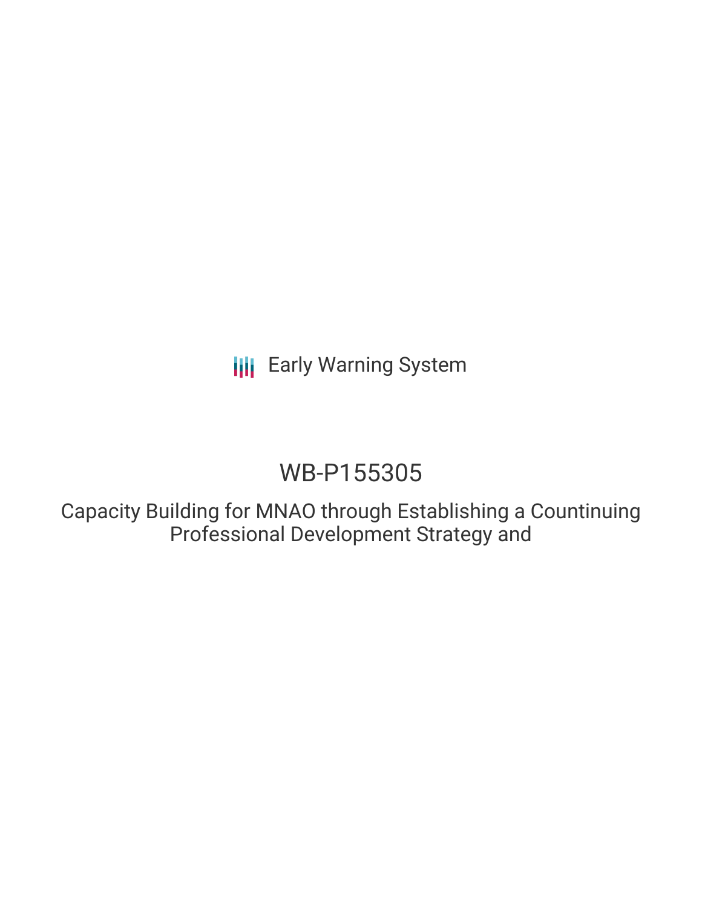Early Warning System

# WB-P155305

## Capacity Building for MNAO through Establishing a Countinuing Professional Development Strategy and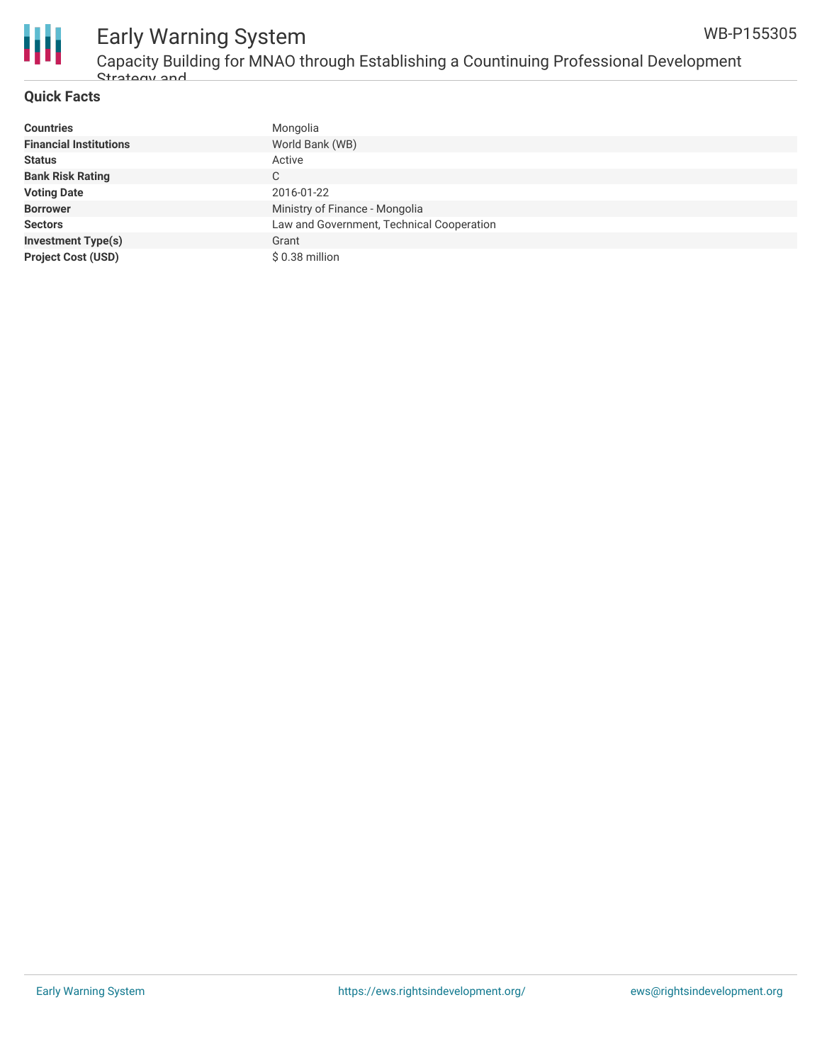## Quick Facts

| Countries | Mongolia |
|---|---|
| Financial Institutions | World Bank (WB) |
| Status | Active |
| Bank Risk Rating | C |
| Voting Date | 2016-01-22 |
| Borrower | Ministry of Finance - Mongolia |
| Sectors | Law and Government, Technical Cooperation |
| Investment Type(s) | Grant |
| Project Cost (USD) | $ 0.38 million |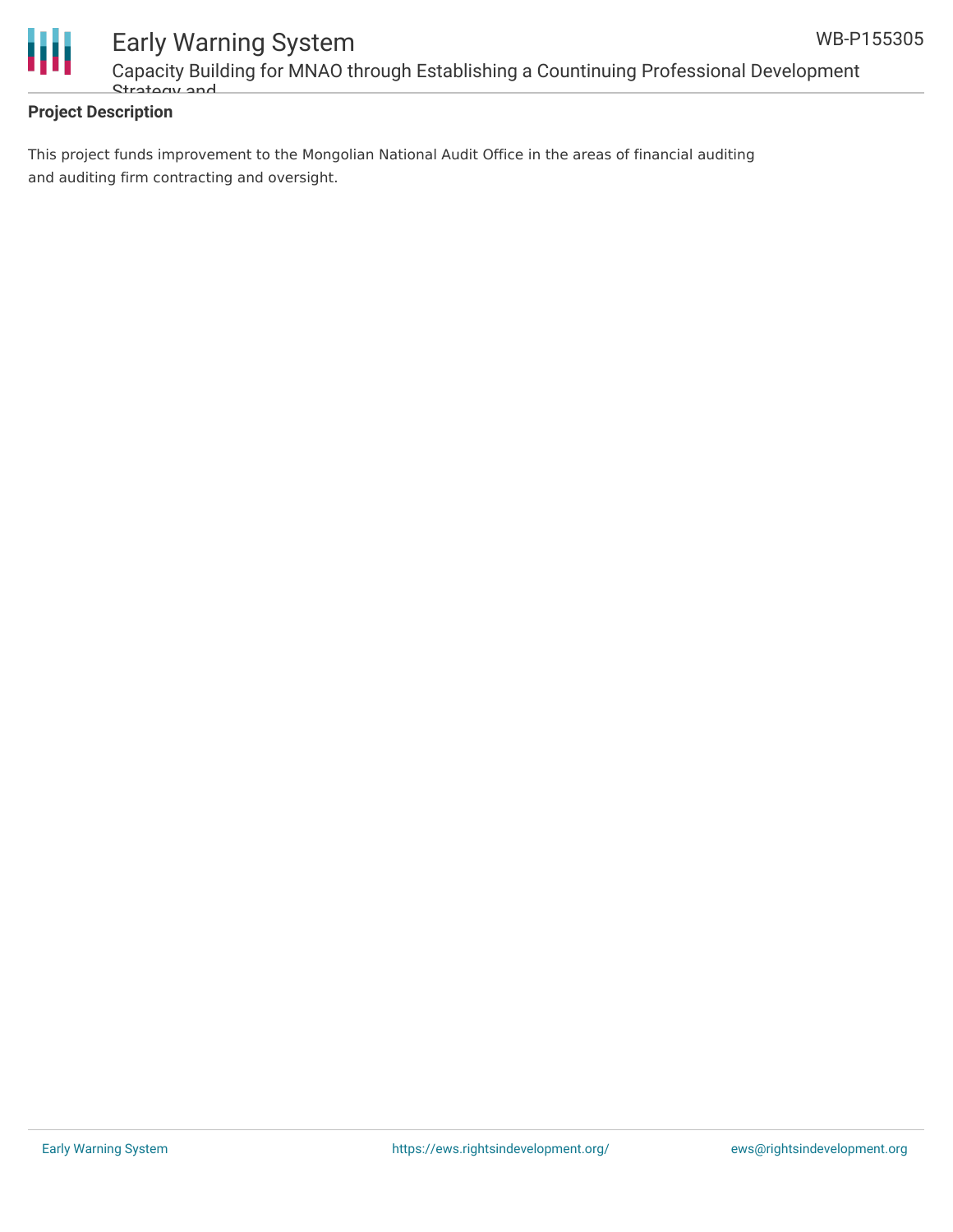**Project Description**

This project funds improvement to the Mongolian National Audit Office in the areas of financial auditing and auditing firm contracting and oversight.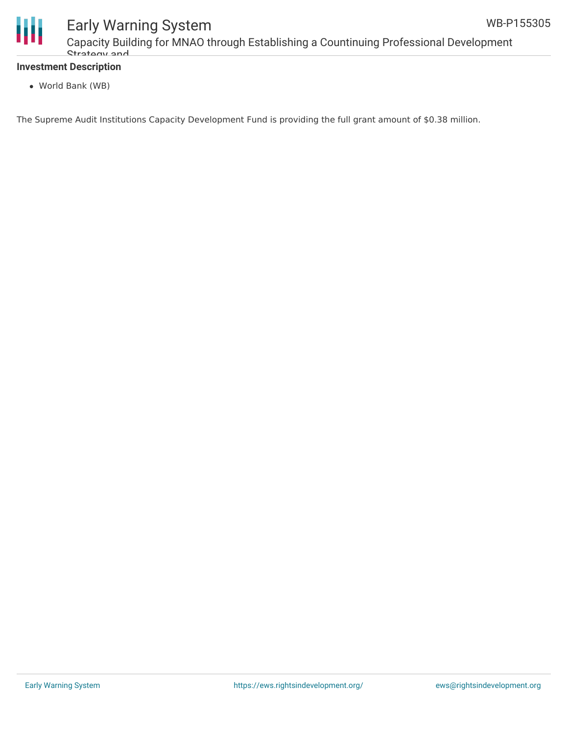**Investment Description**

- World Bank (WB)

The Supreme Audit Institutions Capacity Development Fund is providing the full grant amount of $0.38 million.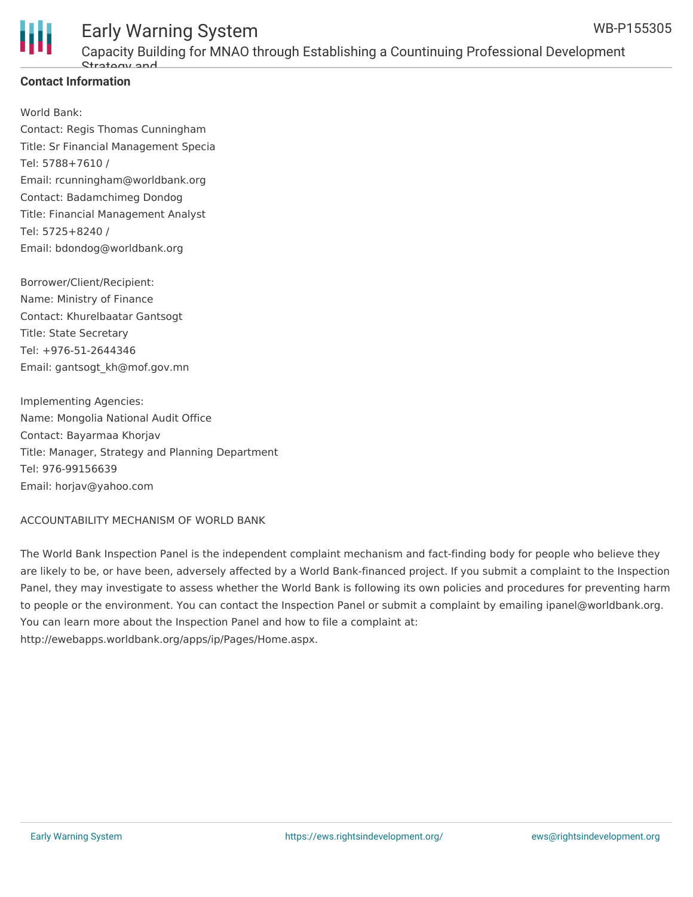**Contact Information**

World Bank:
Contact: Regis Thomas Cunningham
Title: Sr Financial Management Specia
Tel: 5788+7610 /
Email: rcunningham@worldbank.org
Contact: Badamchimeg Dondog
Title: Financial Management Analyst
Tel: 5725+8240 /
Email: bdondog@worldbank.org

Borrower/Client/Recipient:
Name: Ministry of Finance
Contact: Khurelbaatar Gantsogt
Title: State Secretary
Tel: +976-51-2644346
Email: gantsogt_kh@mof.gov.mn

Implementing Agencies:
Name: Mongolia National Audit Office
Contact: Bayarmaa Khorjav
Title: Manager, Strategy and Planning Department
Tel: 976-99156639
Email: horjav@yahoo.com

ACCOUNTABILITY MECHANISM OF WORLD BANK

The World Bank Inspection Panel is the independent complaint mechanism and fact-finding body for people who believe they are likely to be, or have been, adversely affected by a World Bank-financed project. If you submit a complaint to the Inspection Panel, they may investigate to assess whether the World Bank is following its own policies and procedures for preventing harm to people or the environment. You can contact the Inspection Panel or submit a complaint by emailing ipanel@worldbank.org. You can learn more about the Inspection Panel and how to file a complaint at: http://ewebapps.worldbank.org/apps/ip/Pages/Home.aspx.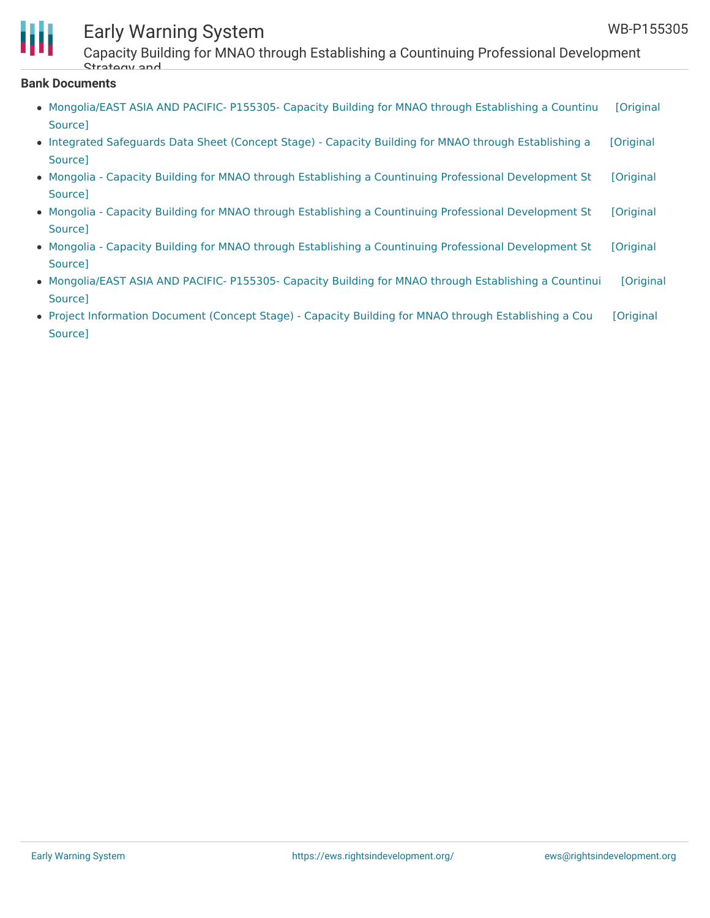**Bank Documents**

- Mongolia/EAST ASIA AND PACIFIC- P155305- Capacity Building for MNAO through Establishing a Countinu [Original Source]
- Integrated Safeguards Data Sheet (Concept Stage) - Capacity Building for MNAO through Establishing a [Original Source]
- Mongolia - Capacity Building for MNAO through Establishing a Countinuing Professional Development St [Original Source]
- Mongolia - Capacity Building for MNAO through Establishing a Countinuing Professional Development St [Original Source]
- Mongolia - Capacity Building for MNAO through Establishing a Countinuing Professional Development St [Original Source]
- Mongolia/EAST ASIA AND PACIFIC- P155305- Capacity Building for MNAO through Establishing a Countinui [Original Source]
- Project Information Document (Concept Stage) - Capacity Building for MNAO through Establishing a Cou [Original Source]